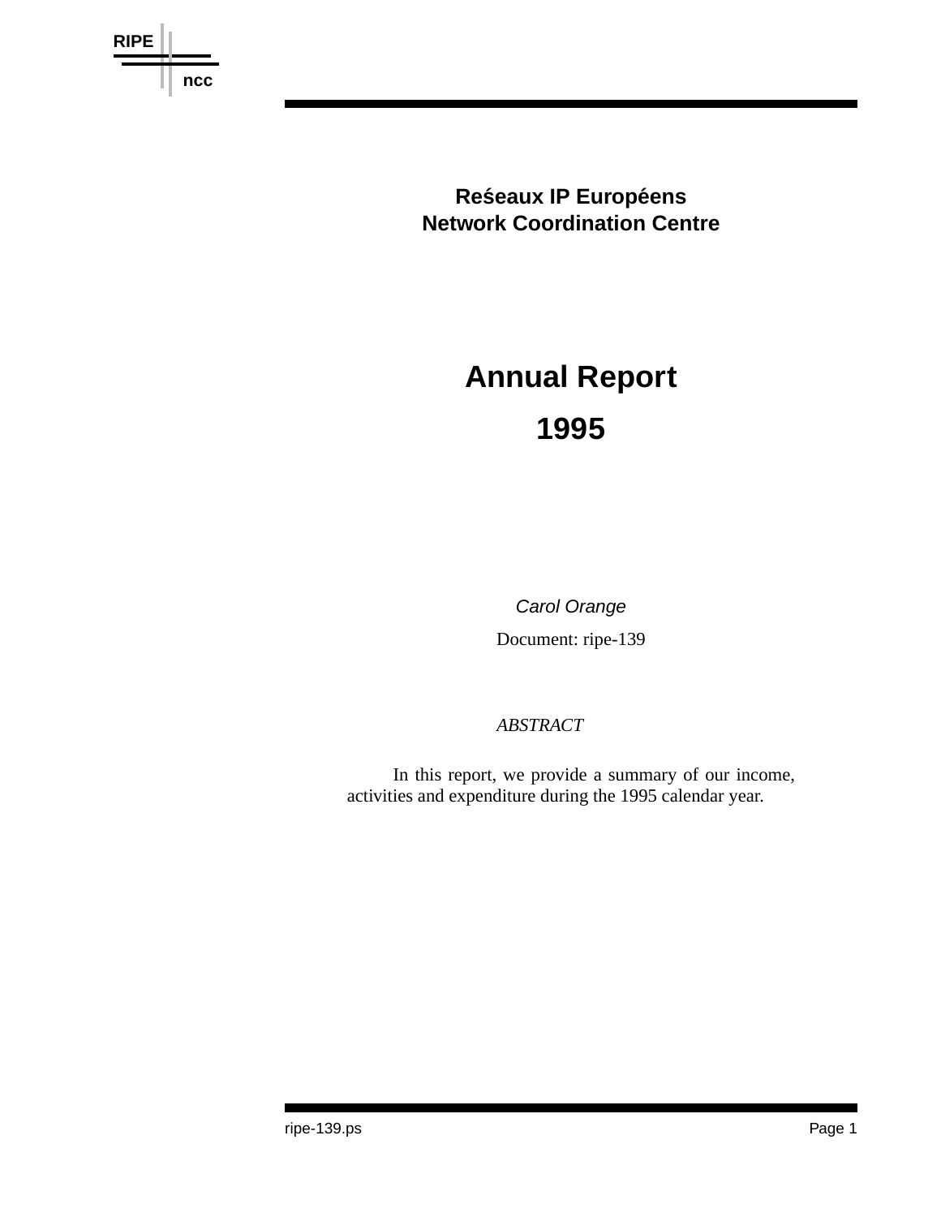RIPE

ncc

**Reśeaux IP Européens**
**Network Coordination Centre**

# Annual Report
# 1995

*Carol Orange*

Document: ripe-139

*ABSTRACT*

In this report, we provide a summary of our income, activities and expenditure during the 1995 calendar year.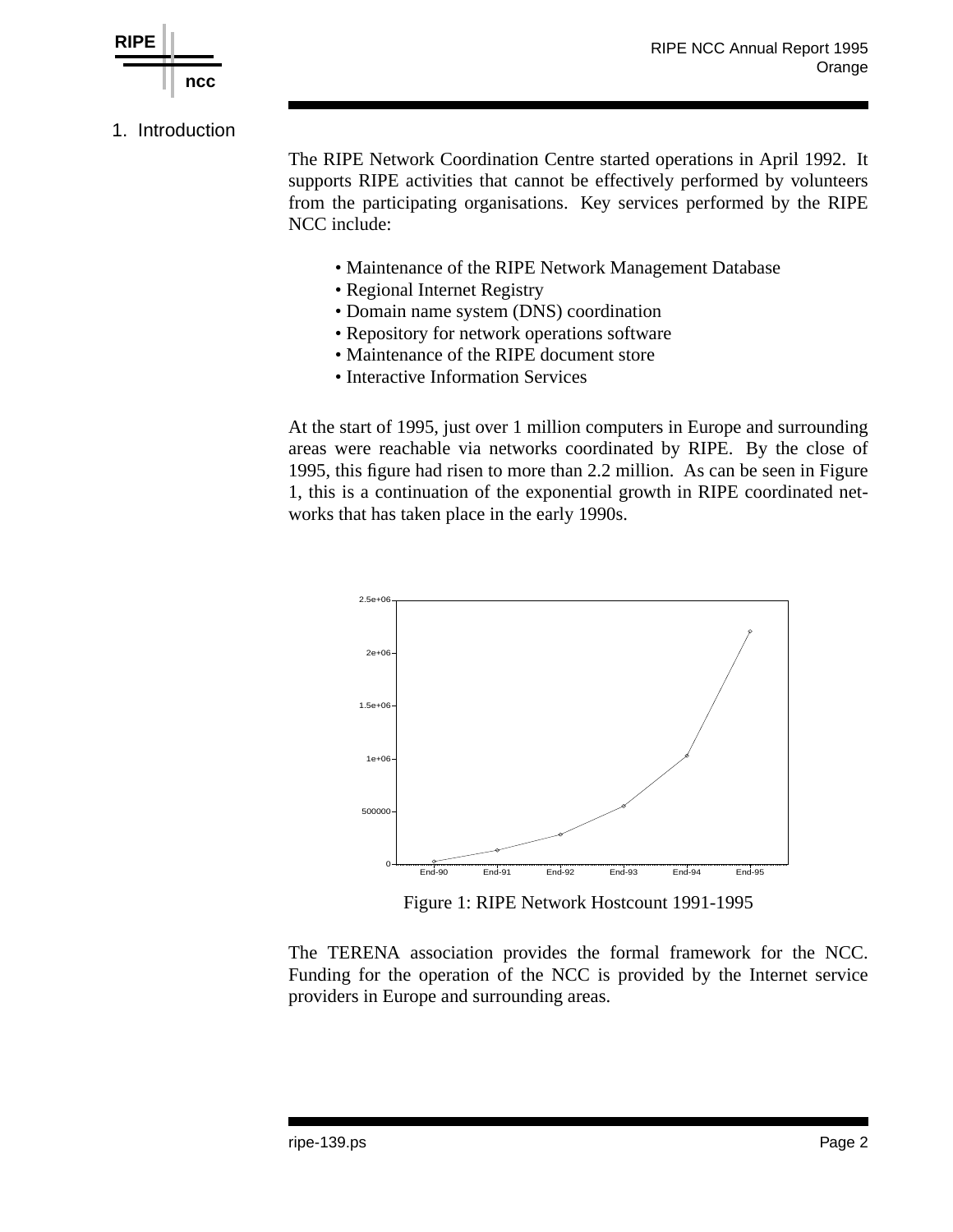## 1. Introduction

The RIPE Network Coordination Centre started operations in April 1992. It supports RIPE activities that cannot be effectively performed by volunteers from the participating organisations. Key services performed by the RIPE NCC include:

- Maintenance of the RIPE Network Management Database
- Regional Internet Registry
- Domain name system (DNS) coordination
- Repository for network operations software
- Maintenance of the RIPE document store
- Interactive Information Services

At the start of 1995, just over 1 million computers in Europe and surrounding areas were reachable via networks coordinated by RIPE. By the close of 1995, this figure had risen to more than 2.2 million. As can be seen in Figure 1, this is a continuation of the exponential growth in RIPE coordinated networks that has taken place in the early 1990s.

Figure 1: RIPE Network Hostcount 1991-1995

The TERENA association provides the formal framework for the NCC. Funding for the operation of the NCC is provided by the Internet service providers in Europe and surrounding areas.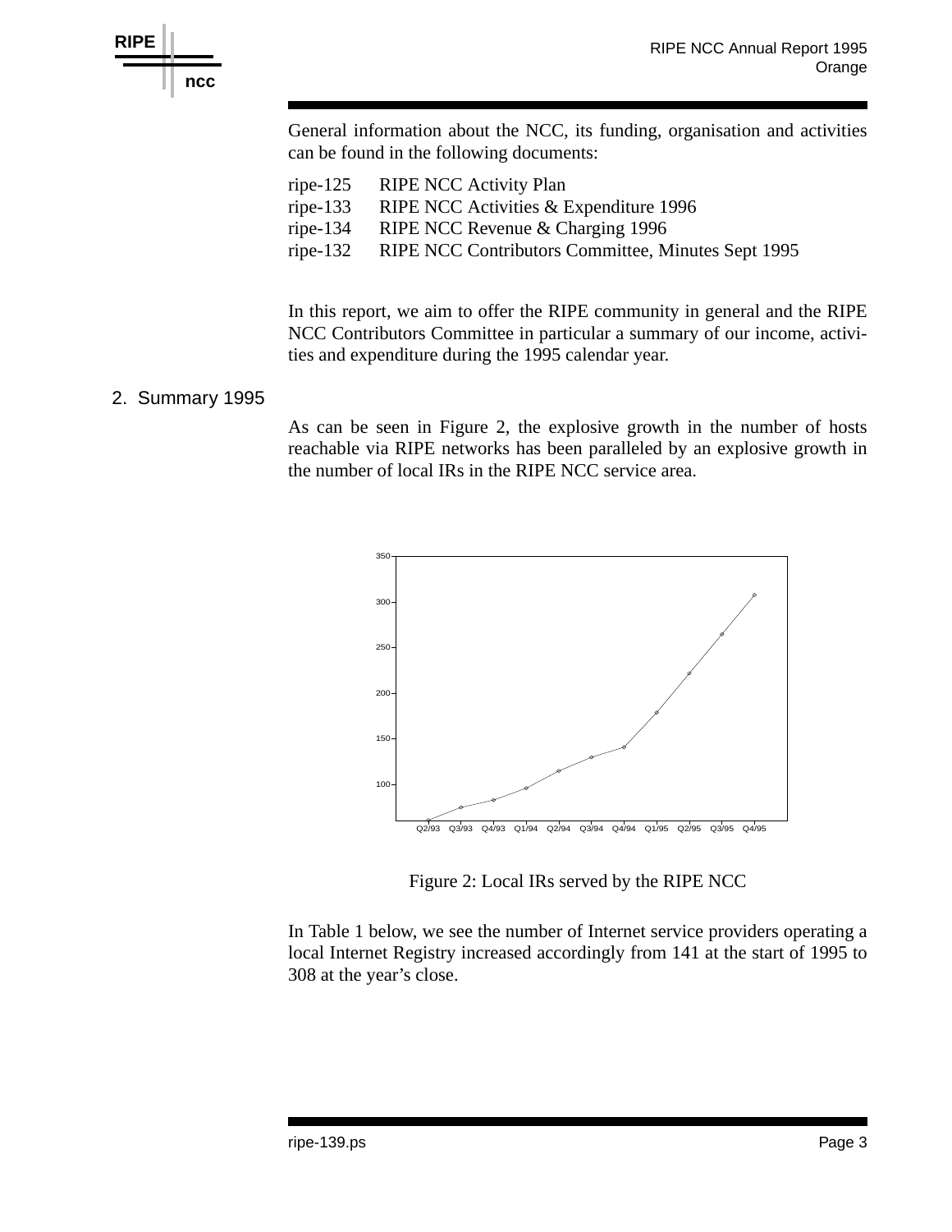General information about the NCC, its funding, organisation and activities can be found in the following documents:

ripe-125 RIPE NCC Activity Plan
ripe-133 RIPE NCC Activities & Expenditure 1996
ripe-134 RIPE NCC Revenue & Charging 1996
ripe-132 RIPE NCC Contributors Committee, Minutes Sept 1995

In this report, we aim to offer the RIPE community in general and the RIPE NCC Contributors Committee in particular a summary of our income, activities and expenditure during the 1995 calendar year.

## 2. Summary 1995

As can be seen in Figure 2, the explosive growth in the number of hosts reachable via RIPE networks has been paralleled by an explosive growth in the number of local IRs in the RIPE NCC service area.

Figure 2: Local IRs served by the RIPE NCC

In Table 1 below, we see the number of Internet service providers operating a local Internet Registry increased accordingly from 141 at the start of 1995 to 308 at the year's close.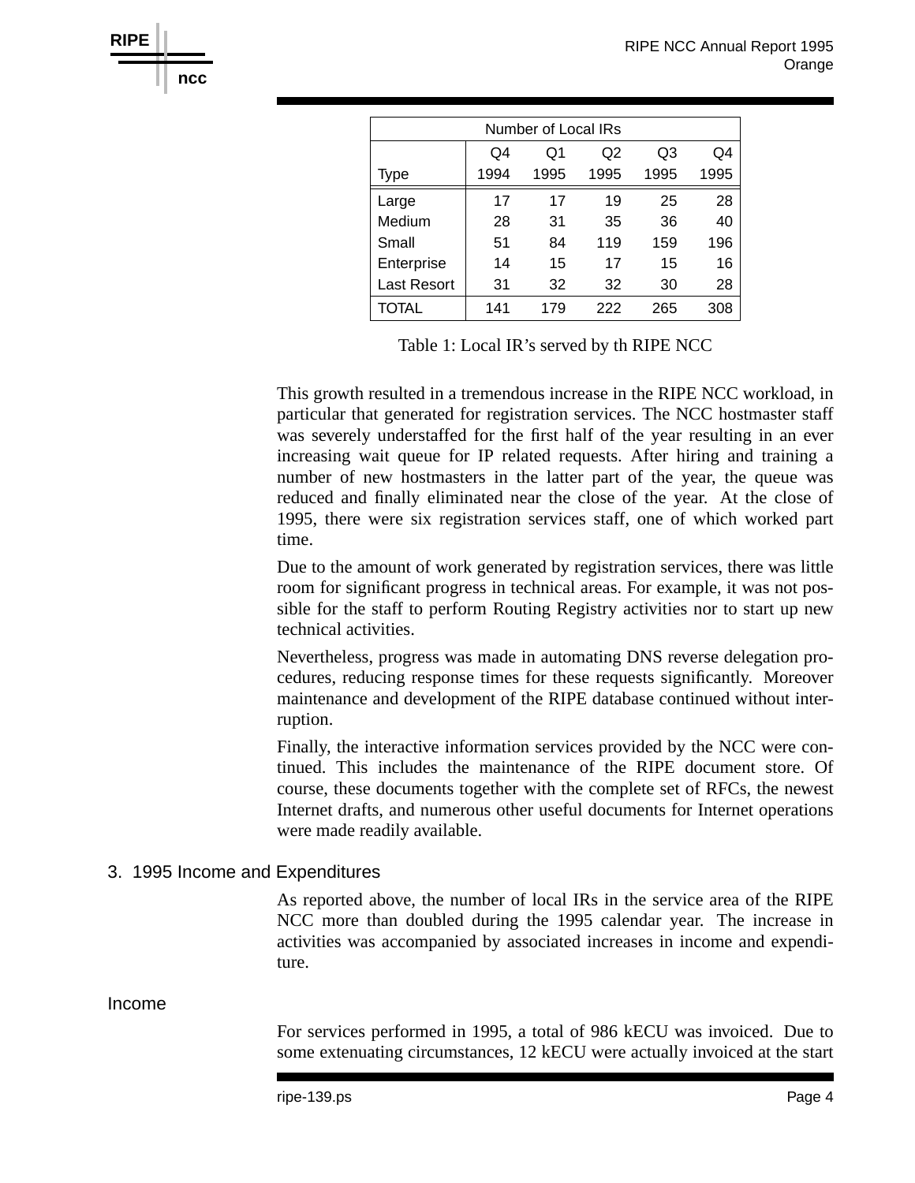| Number of Local IRs | | | | | |
|---|---|---|---|---|---|
| Type | Q4 1994 | Q1 1995 | Q2 1995 | Q3 1995 | Q4 1995 |
| Large | 17 | 17 | 19 | 25 | 28 |
| Medium | 28 | 31 | 35 | 36 | 40 |
| Small | 51 | 84 | 119 | 159 | 196 |
| Enterprise | 14 | 15 | 17 | 15 | 16 |
| Last Resort | 31 | 32 | 32 | 30 | 28 |
| TOTAL | 141 | 179 | 222 | 265 | 308 |

Table 1: Local IR's served by th RIPE NCC

This growth resulted in a tremendous increase in the RIPE NCC workload, in particular that generated for registration services. The NCC hostmaster staff was severely understaffed for the first half of the year resulting in an ever increasing wait queue for IP related requests. After hiring and training a number of new hostmasters in the latter part of the year, the queue was reduced and finally eliminated near the close of the year. At the close of 1995, there were six registration services staff, one of which worked part time.

Due to the amount of work generated by registration services, there was little room for significant progress in technical areas. For example, it was not possible for the staff to perform Routing Registry activities nor to start up new technical activities.

Nevertheless, progress was made in automating DNS reverse delegation procedures, reducing response times for these requests significantly. Moreover maintenance and development of the RIPE database continued without interruption.

Finally, the interactive information services provided by the NCC were continued. This includes the maintenance of the RIPE document store. Of course, these documents together with the complete set of RFCs, the newest Internet drafts, and numerous other useful documents for Internet operations were made readily available.

## 3. 1995 Income and Expenditures

As reported above, the number of local IRs in the service area of the RIPE NCC more than doubled during the 1995 calendar year. The increase in activities was accompanied by associated increases in income and expenditure.

### Income

For services performed in 1995, a total of 986 kECU was invoiced. Due to some extenuating circumstances, 12 kECU were actually invoiced at the start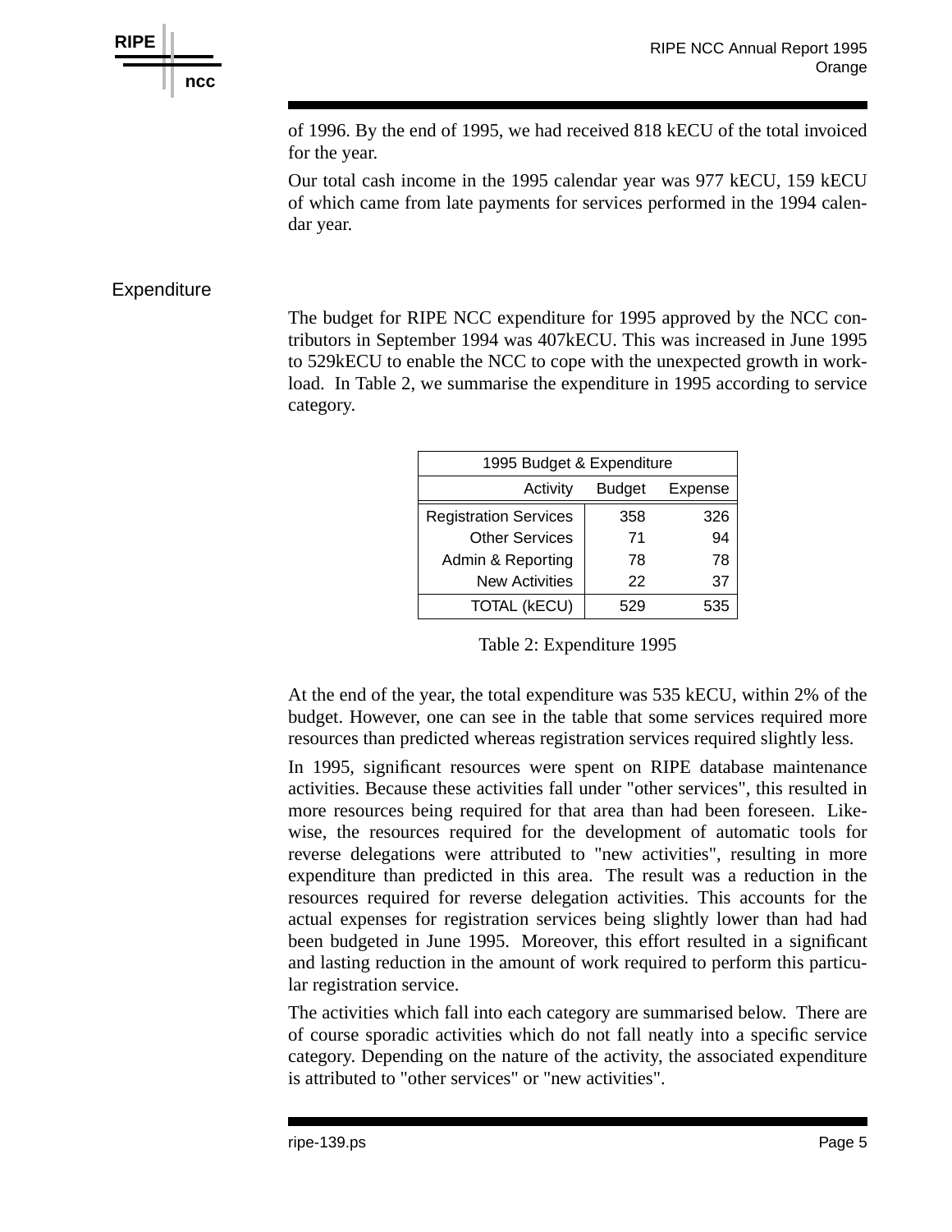of 1996. By the end of 1995, we had received 818 kECU of the total invoiced for the year.

Our total cash income in the 1995 calendar year was 977 kECU, 159 kECU of which came from late payments for services performed in the 1994 calendar year.

## Expenditure

The budget for RIPE NCC expenditure for 1995 approved by the NCC contributors in September 1994 was 407kECU. This was increased in June 1995 to 529kECU to enable the NCC to cope with the unexpected growth in workload. In Table 2, we summarise the expenditure in 1995 according to service category.

| 1995 Budget & Expenditure | | |
|---|---|---|
| Activity | Budget | Expense |
| Registration Services | 358 | 326 |
| Other Services | 71 | 94 |
| Admin & Reporting | 78 | 78 |
| New Activities | 22 | 37 |
| TOTAL (kECU) | 529 | 535 |

Table 2: Expenditure 1995

At the end of the year, the total expenditure was 535 kECU, within 2% of the budget. However, one can see in the table that some services required more resources than predicted whereas registration services required slightly less.

In 1995, significant resources were spent on RIPE database maintenance activities. Because these activities fall under "other services", this resulted in more resources being required for that area than had been foreseen. Likewise, the resources required for the development of automatic tools for reverse delegations were attributed to "new activities", resulting in more expenditure than predicted in this area. The result was a reduction in the resources required for reverse delegation activities. This accounts for the actual expenses for registration services being slightly lower than had had been budgeted in June 1995. Moreover, this effort resulted in a significant and lasting reduction in the amount of work required to perform this particular registration service.

The activities which fall into each category are summarised below. There are of course sporadic activities which do not fall neatly into a specific service category. Depending on the nature of the activity, the associated expenditure is attributed to "other services" or "new activities".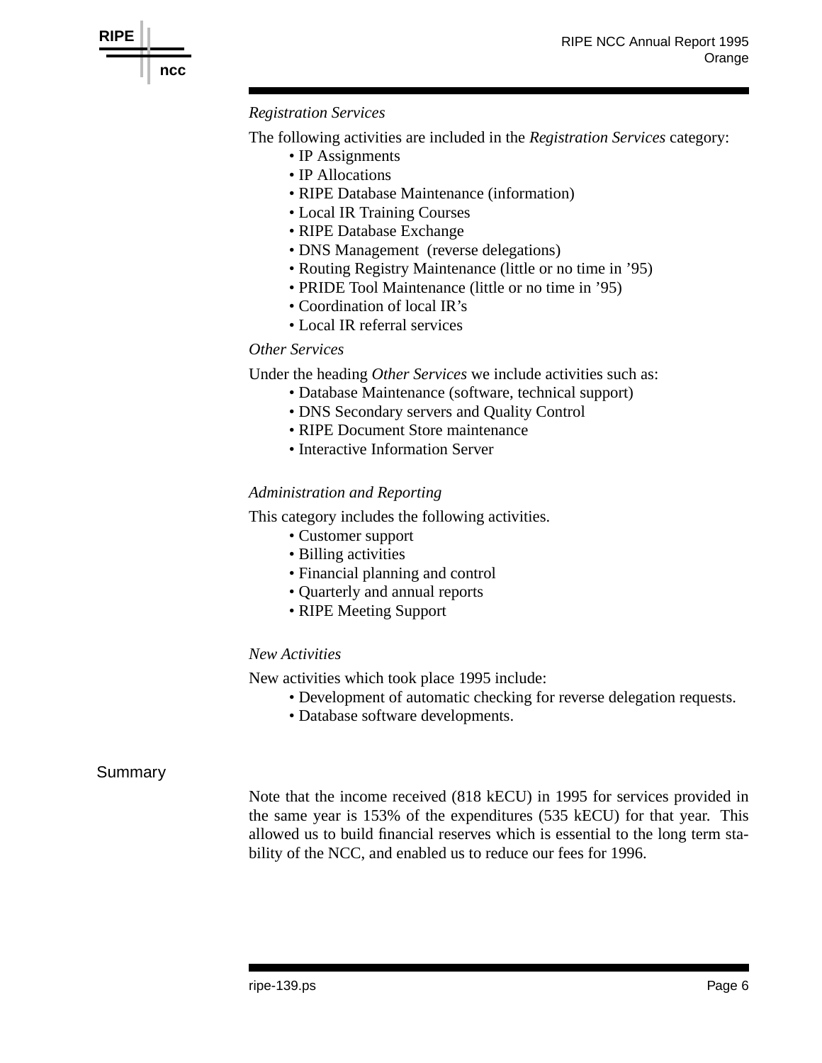*Registration Services*

The following activities are included in the *Registration Services* category:

- IP Assignments
- IP Allocations
- RIPE Database Maintenance (information)
- Local IR Training Courses
- RIPE Database Exchange
- DNS Management (reverse delegations)
- Routing Registry Maintenance (little or no time in ’95)
- PRIDE Tool Maintenance (little or no time in ’95)
- Coordination of local IR’s
- Local IR referral services

*Other Services*

Under the heading *Other Services* we include activities such as:

- Database Maintenance (software, technical support)
- DNS Secondary servers and Quality Control
- RIPE Document Store maintenance
- Interactive Information Server

*Administration and Reporting*

This category includes the following activities.

- Customer support
- Billing activities
- Financial planning and control
- Quarterly and annual reports
- RIPE Meeting Support

*New Activities*

New activities which took place 1995 include:

- Development of automatic checking for reverse delegation requests.
- Database software developments.

## Summary

Note that the income received (818 kECU) in 1995 for services provided in the same year is 153% of the expenditures (535 kECU) for that year. This allowed us to build financial reserves which is essential to the long term stability of the NCC, and enabled us to reduce our fees for 1996.